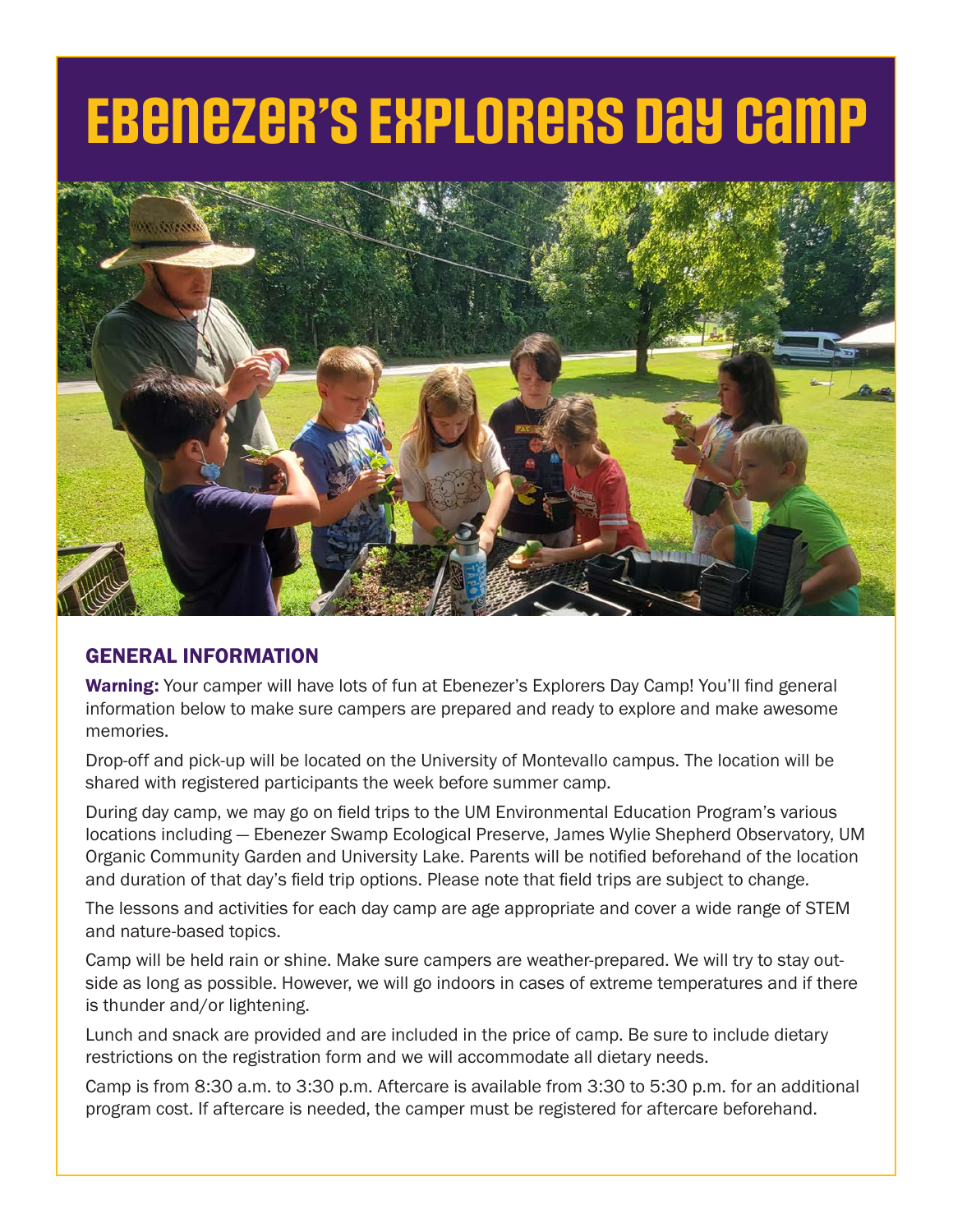# Ebenezer's Explorers Day Camp

## GENERAL INFORMATION

**Warning:** Your camper will have lots of fun at Ebenezer's Explorers Day Camp! You'll find general information below to make sure campers are prepared and ready to explore and make awesome memories.

Drop-off and pick-up will be located on the University of Montevallo campus. The location will be shared with registered participants the week before summer camp.

During day camp, we may go on field trips to the UM Environmental Education Program's various locations including — Ebenezer Swamp Ecological Preserve, James Wylie Shepherd Observatory, UM Organic Community Garden and University Lake. Parents will be notified beforehand of the location and duration of that day's field trip options. Please note that field trips are subject to change.

The lessons and activities for each day camp are age appropriate and cover a wide range of STEM and nature-based topics.

Camp will be held rain or shine. Make sure campers are weather-prepared. We will try to stay outside as long as possible. However, we will go indoors in cases of extreme temperatures and if there is thunder and/or lightening.

Lunch and snack are provided and are included in the price of camp. Be sure to include dietary restrictions on the registration form and we will accommodate all dietary needs.

Camp is from 8:30 a.m. to 3:30 p.m. Aftercare is available from 3:30 to 5:30 p.m. for an additional program cost. If aftercare is needed, the camper must be registered for aftercare beforehand.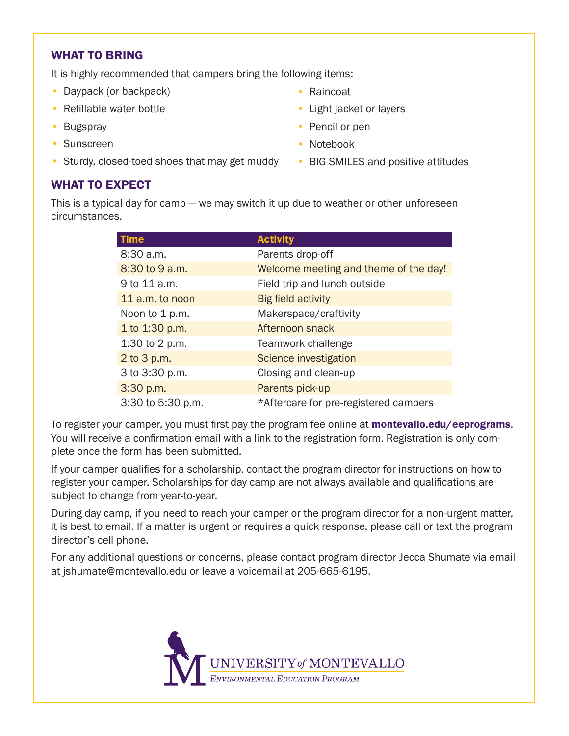## WHAT TO BRING

It is highly recommended that campers bring the following items:

- Daypack (or backpack)
- Refillable water bottle
- Bugspray
- Sunscreen
- Sturdy, closed-toed shoes that may get muddy
- Raincoat
- Light jacket or layers
- Pencil or pen
- Notebook
- BIG SMILES and positive attitudes

## WHAT TO EXPECT

This is a typical day for camp — we may switch it up due to weather or other unforeseen circumstances.

| Time | Activity |
|---|---|
| 8:30 a.m. | Parents drop-off |
| 8:30 to 9 a.m. | Welcome meeting and theme of the day! |
| 9 to 11 a.m. | Field trip and lunch outside |
| 11 a.m. to noon | Big field activity |
| Noon to 1 p.m. | Makerspace/craftivity |
| 1 to 1:30 p.m. | Afternoon snack |
| 1:30 to 2 p.m. | Teamwork challenge |
| 2 to 3 p.m. | Science investigation |
| 3 to 3:30 p.m. | Closing and clean-up |
| 3:30 p.m. | Parents pick-up |
| 3:30 to 5:30 p.m. | *Aftercare for pre-registered campers |

To register your camper, you must first pay the program fee online at **montevallo.edu/eeprograms**. You will receive a confirmation email with a link to the registration form. Registration is only complete once the form has been submitted.

If your camper qualifies for a scholarship, contact the program director for instructions on how to register your camper. Scholarships for day camp are not always available and qualifications are subject to change from year-to-year.

During day camp, if you need to reach your camper or the program director for a non-urgent matter, it is best to email. If a matter is urgent or requires a quick response, please call or text the program director's cell phone.

For any additional questions or concerns, please contact program director Jecca Shumate via email at jshumate@montevallo.edu or leave a voicemail at 205-665-6195.

UNIVERSITY *of* MONTEVALLO
*Environmental Education Program*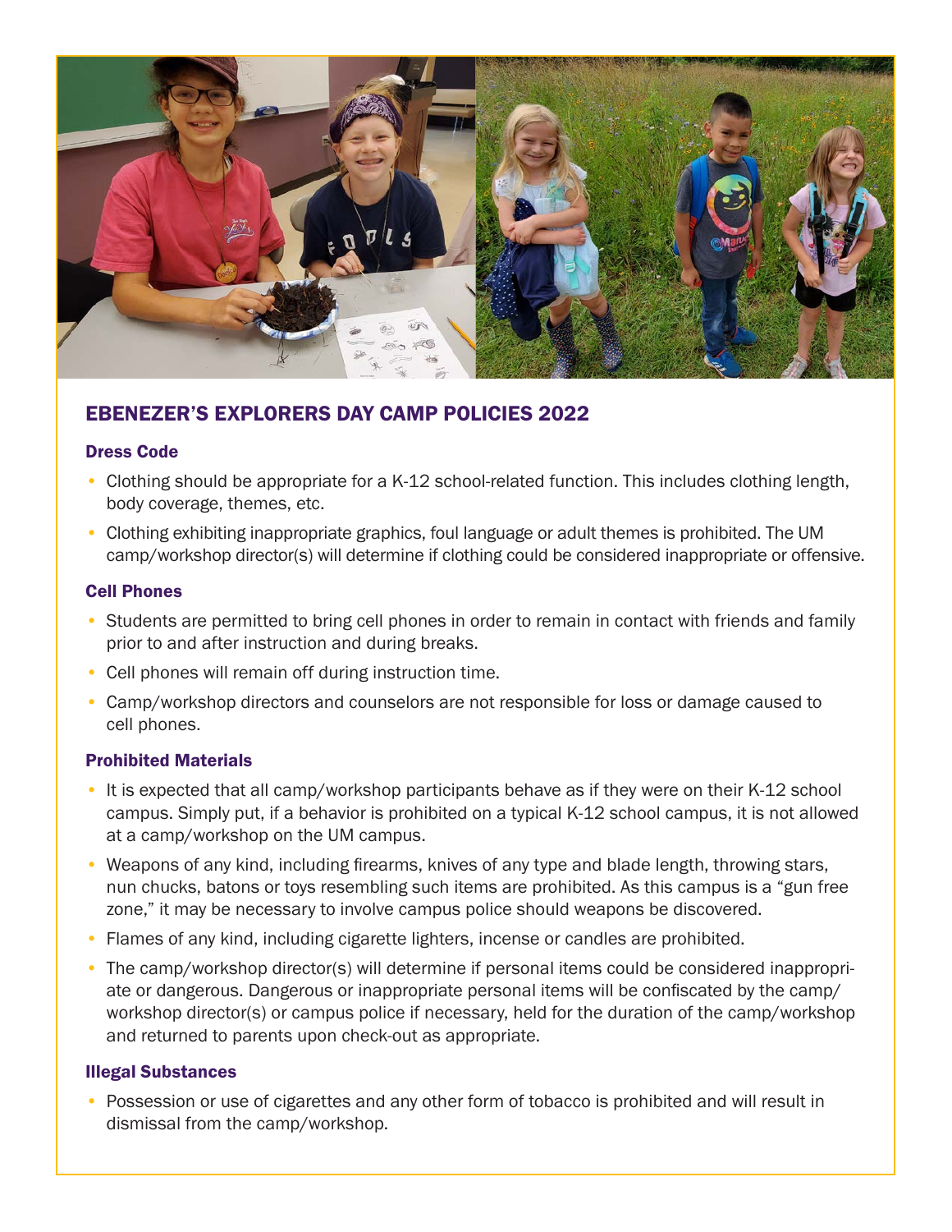## EBENEZER'S EXPLORERS DAY CAMP POLICIES 2022

### Dress Code

- Clothing should be appropriate for a K-12 school-related function. This includes clothing length, body coverage, themes, etc.
- Clothing exhibiting inappropriate graphics, foul language or adult themes is prohibited. The UM camp/workshop director(s) will determine if clothing could be considered inappropriate or offensive.

### Cell Phones

- Students are permitted to bring cell phones in order to remain in contact with friends and family prior to and after instruction and during breaks.
- Cell phones will remain off during instruction time.
- Camp/workshop directors and counselors are not responsible for loss or damage caused to cell phones.

### Prohibited Materials

- It is expected that all camp/workshop participants behave as if they were on their K-12 school campus. Simply put, if a behavior is prohibited on a typical K-12 school campus, it is not allowed at a camp/workshop on the UM campus.
- Weapons of any kind, including firearms, knives of any type and blade length, throwing stars, nun chucks, batons or toys resembling such items are prohibited. As this campus is a "gun free zone," it may be necessary to involve campus police should weapons be discovered.
- Flames of any kind, including cigarette lighters, incense or candles are prohibited.
- The camp/workshop director(s) will determine if personal items could be considered inappropriate or dangerous. Dangerous or inappropriate personal items will be confiscated by the camp/workshop director(s) or campus police if necessary, held for the duration of the camp/workshop and returned to parents upon check-out as appropriate.

### Illegal Substances

- Possession or use of cigarettes and any other form of tobacco is prohibited and will result in dismissal from the camp/workshop.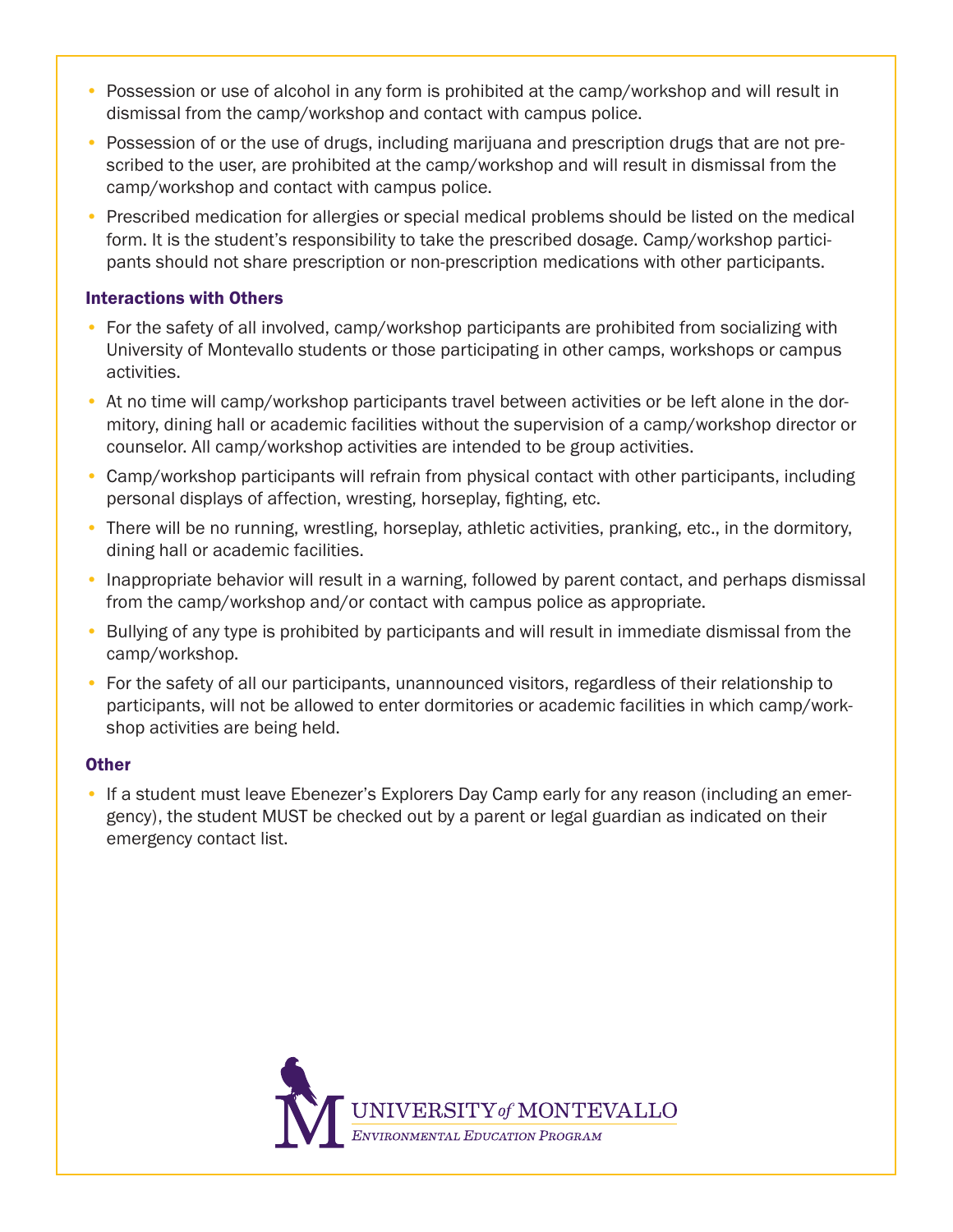- Possession or use of alcohol in any form is prohibited at the camp/workshop and will result in dismissal from the camp/workshop and contact with campus police.
- Possession of or the use of drugs, including marijuana and prescription drugs that are not prescribed to the user, are prohibited at the camp/workshop and will result in dismissal from the camp/workshop and contact with campus police.
- Prescribed medication for allergies or special medical problems should be listed on the medical form. It is the student's responsibility to take the prescribed dosage. Camp/workshop participants should not share prescription or non-prescription medications with other participants.

### Interactions with Others

- For the safety of all involved, camp/workshop participants are prohibited from socializing with University of Montevallo students or those participating in other camps, workshops or campus activities.
- At no time will camp/workshop participants travel between activities or be left alone in the dormitory, dining hall or academic facilities without the supervision of a camp/workshop director or counselor. All camp/workshop activities are intended to be group activities.
- Camp/workshop participants will refrain from physical contact with other participants, including personal displays of affection, wresting, horseplay, fighting, etc.
- There will be no running, wrestling, horseplay, athletic activities, pranking, etc., in the dormitory, dining hall or academic facilities.
- Inappropriate behavior will result in a warning, followed by parent contact, and perhaps dismissal from the camp/workshop and/or contact with campus police as appropriate.
- Bullying of any type is prohibited by participants and will result in immediate dismissal from the camp/workshop.
- For the safety of all our participants, unannounced visitors, regardless of their relationship to participants, will not be allowed to enter dormitories or academic facilities in which camp/workshop activities are being held.

### Other

- If a student must leave Ebenezer's Explorers Day Camp early for any reason (including an emergency), the student MUST be checked out by a parent or legal guardian as indicated on their emergency contact list.

UNIVERSITY *of* MONTEVALLO
*Environmental Education Program*